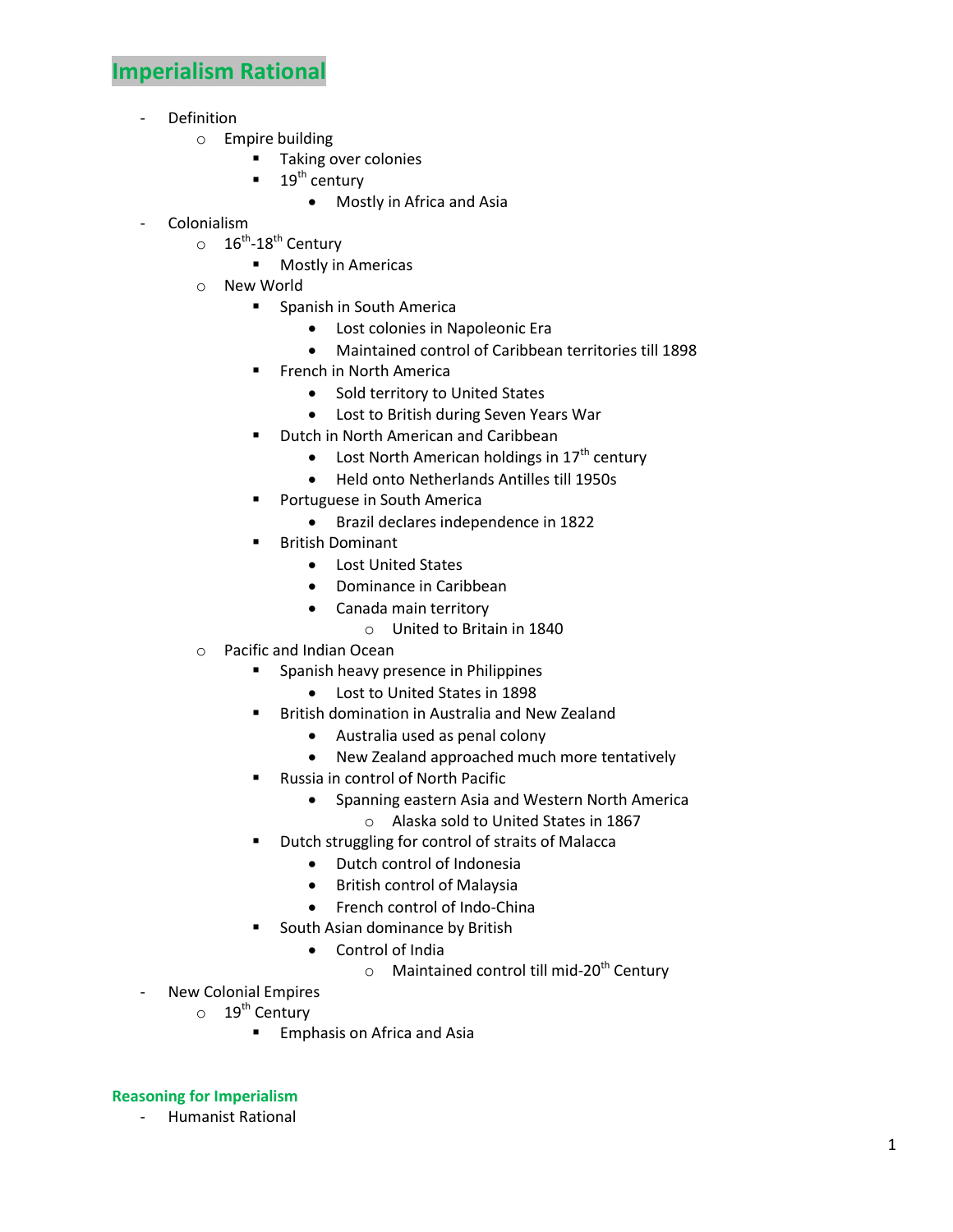# Imperialism Rational

- Definition
  - Empire building
    - Taking over colonies
    - 19th century
      - Mostly in Africa and Asia
- Colonialism
  - 16th-18th Century
    - Mostly in Americas
  - New World
    - Spanish in South America
      - Lost colonies in Napoleonic Era
      - Maintained control of Caribbean territories till 1898
    - French in North America
      - Sold territory to United States
      - Lost to British during Seven Years War
    - Dutch in North American and Caribbean
      - Lost North American holdings in 17th century
      - Held onto Netherlands Antilles till 1950s
    - Portuguese in South America
      - Brazil declares independence in 1822
    - British Dominant
      - Lost United States
      - Dominance in Caribbean
      - Canada main territory
        - United to Britain in 1840
  - Pacific and Indian Ocean
    - Spanish heavy presence in Philippines
      - Lost to United States in 1898
    - British domination in Australia and New Zealand
      - Australia used as penal colony
      - New Zealand approached much more tentatively
    - Russia in control of North Pacific
      - Spanning eastern Asia and Western North America
        - Alaska sold to United States in 1867
    - Dutch struggling for control of straits of Malacca
      - Dutch control of Indonesia
      - British control of Malaysia
      - French control of Indo-China
    - South Asian dominance by British
      - Control of India
        - Maintained control till mid-20th Century
- New Colonial Empires
  - 19th Century
    - Emphasis on Africa and Asia

## Reasoning for Imperialism

- Humanist Rational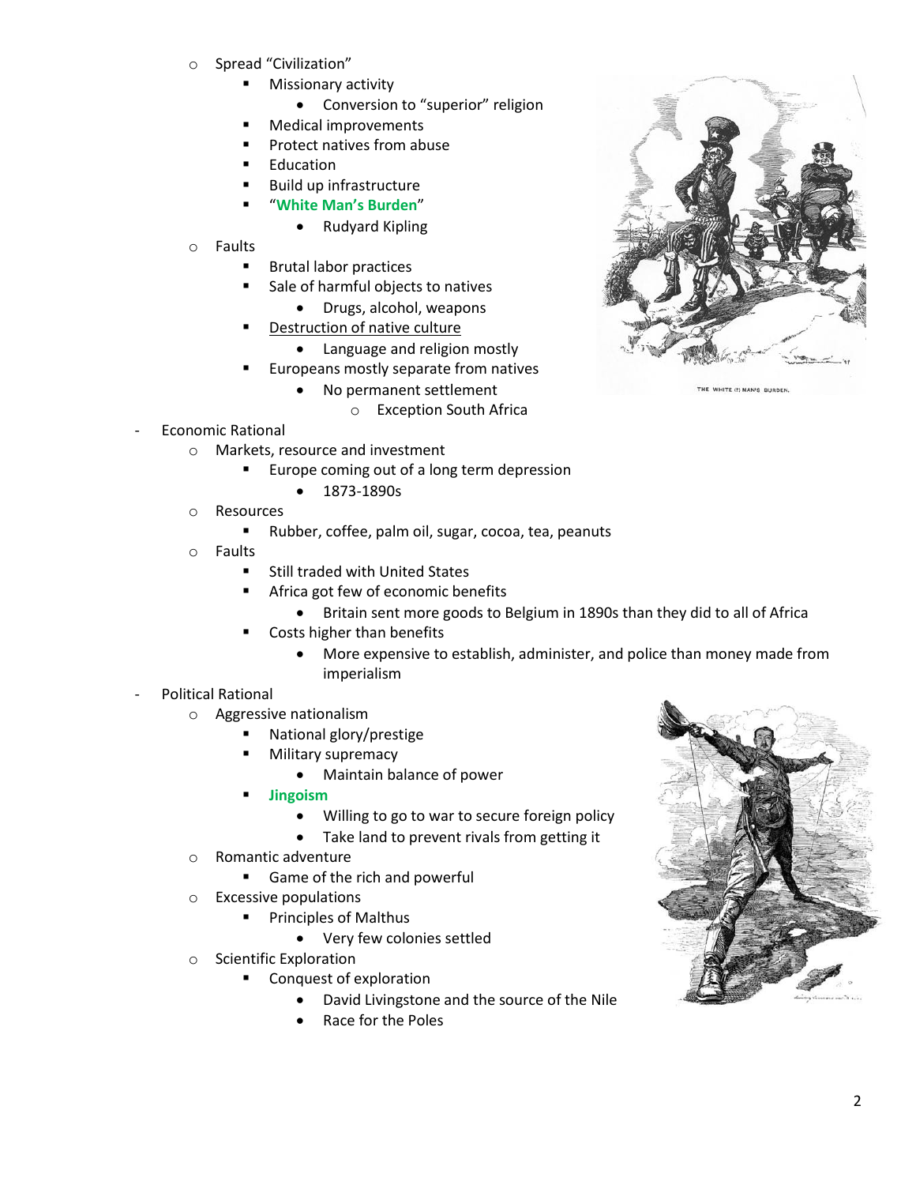- Spread "Civilization"
  - Missionary activity
    - Conversion to "superior" religion
  - Medical improvements
  - Protect natives from abuse
  - Education
  - Build up infrastructure
  - "**White Man's Burden**"
    - Rudyard Kipling
- Faults
  - Brutal labor practices
  - Sale of harmful objects to natives
    - Drugs, alcohol, weapons
  - <u>Destruction of native culture</u>
    - Language and religion mostly
  - Europeans mostly separate from natives
    - No permanent settlement
      - Exception South Africa

- Economic Rational
  - Markets, resource and investment
    - Europe coming out of a long term depression
      - 1873-1890s
  - Resources
    - Rubber, coffee, palm oil, sugar, cocoa, tea, peanuts
  - Faults
    - Still traded with United States
    - Africa got few of economic benefits
      - Britain sent more goods to Belgium in 1890s than they did to all of Africa
    - Costs higher than benefits
      - More expensive to establish, administer, and police than money made from imperialism
- Political Rational
  - Aggressive nationalism
    - National glory/prestige
    - Military supremacy
      - Maintain balance of power
    - **Jingoism**
      - Willing to go to war to secure foreign policy
      - Take land to prevent rivals from getting it
  - Romantic adventure
    - Game of the rich and powerful
  - Excessive populations
    - Principles of Malthus
      - Very few colonies settled
  - Scientific Exploration
    - Conquest of exploration
      - David Livingstone and the source of the Nile
      - Race for the Poles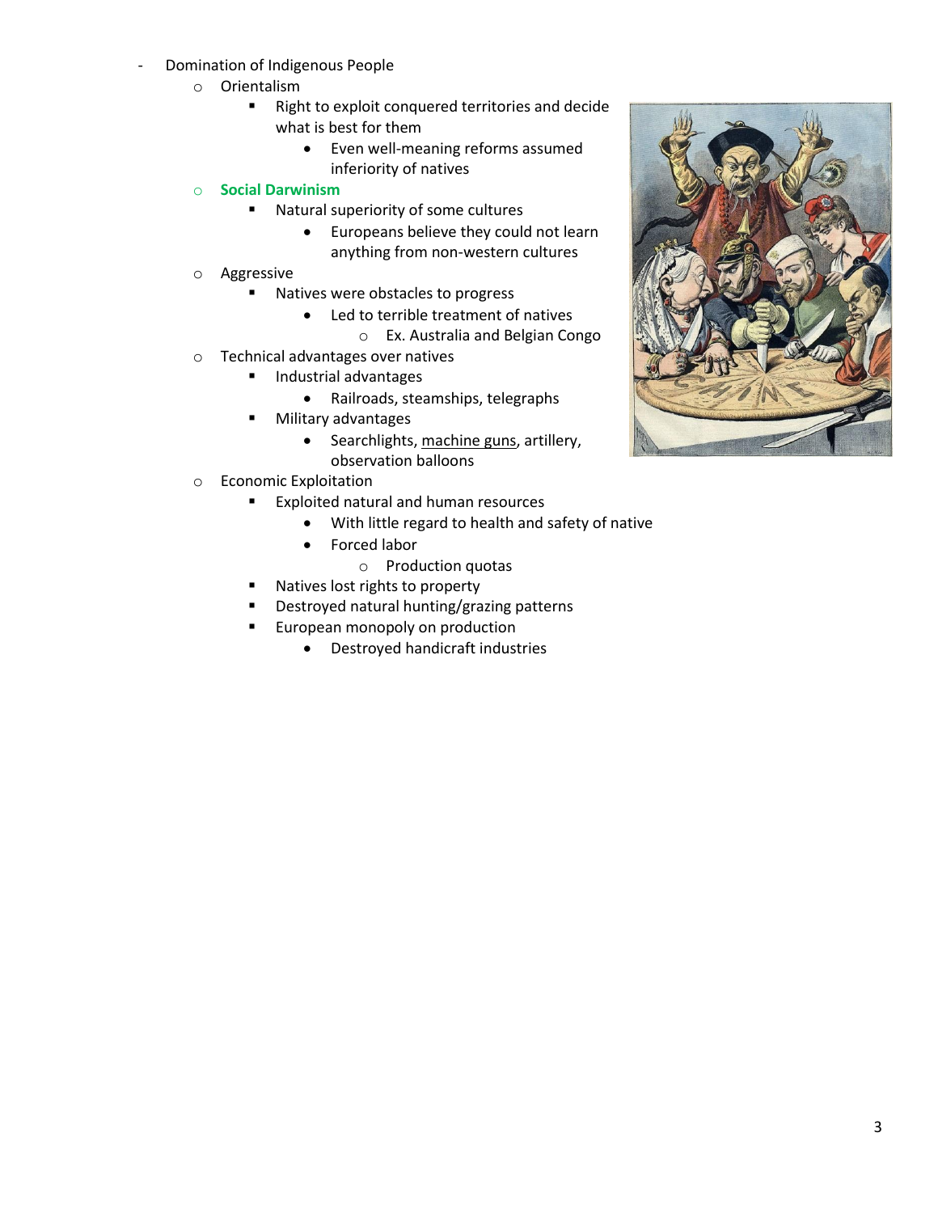- Domination of Indigenous People
  - Orientalism
    - Right to exploit conquered territories and decide what is best for them
      - Even well-meaning reforms assumed inferiority of natives
  - **Social Darwinism**
    - Natural superiority of some cultures
      - Europeans believe they could not learn anything from non-western cultures
  - Aggressive
    - Natives were obstacles to progress
      - Led to terrible treatment of natives
        - Ex. Australia and Belgian Congo
  - Technical advantages over natives
    - Industrial advantages
      - Railroads, steamships, telegraphs
    - Military advantages
      - Searchlights, <u>machine guns</u>, artillery, observation balloons
  - Economic Exploitation
    - Exploited natural and human resources
      - With little regard to health and safety of native
      - Forced labor
        - Production quotas
    - Natives lost rights to property
    - Destroyed natural hunting/grazing patterns
    - European monopoly on production
      - Destroyed handicraft industries